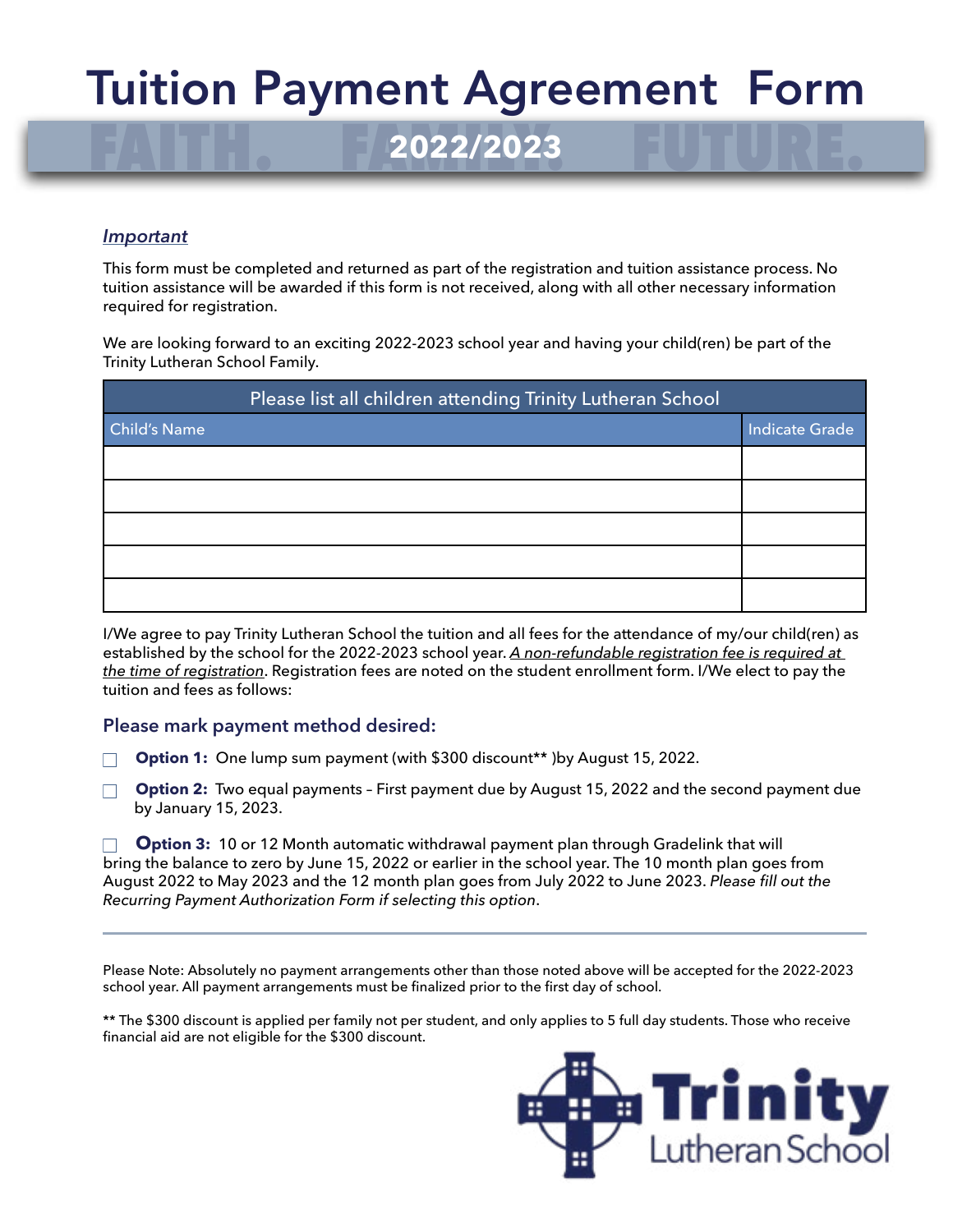# Tuition Payment Agreement Form

## 2022/2023

***Important***

This form must be completed and returned as part of the registration and tuition assistance process. No tuition assistance will be awarded if this form is not received, along with all other necessary information required for registration.

We are looking forward to an exciting 2022-2023 school year and having your child(ren) be part of the Trinity Lutheran School Family.

| Please list all children attending Trinity Lutheran School | |
|---|---|
| Child's Name | Indicate Grade |
| | |
| | |
| | |
| | |
| | |

I/We agree to pay Trinity Lutheran School the tuition and all fees for the attendance of my/our child(ren) as established by the school for the 2022-2023 school year. *A non-refundable registration fee is required at the time of registration*. Registration fees are noted on the student enrollment form. I/We elect to pay the tuition and fees as follows:

### Please mark payment method desired:

☐ **Option 1:** One lump sum payment (with $300 discount** )by August 15, 2022.

☐ **Option 2:** Two equal payments – First payment due by August 15, 2022 and the second payment due by January 15, 2023.

☐ **Option 3:** 10 or 12 Month automatic withdrawal payment plan through Gradelink that will bring the balance to zero by June 15, 2022 or earlier in the school year. The 10 month plan goes from August 2022 to May 2023 and the 12 month plan goes from July 2022 to June 2023. *Please fill out the Recurring Payment Authorization Form if selecting this option*.

---

Please Note: Absolutely no payment arrangements other than those noted above will be accepted for the 2022-2023 school year. All payment arrangements must be finalized prior to the first day of school.

** The $300 discount is applied per family not per student, and only applies to 5 full day students. Those who receive financial aid are not eligible for the $300 discount.

Trinity Lutheran School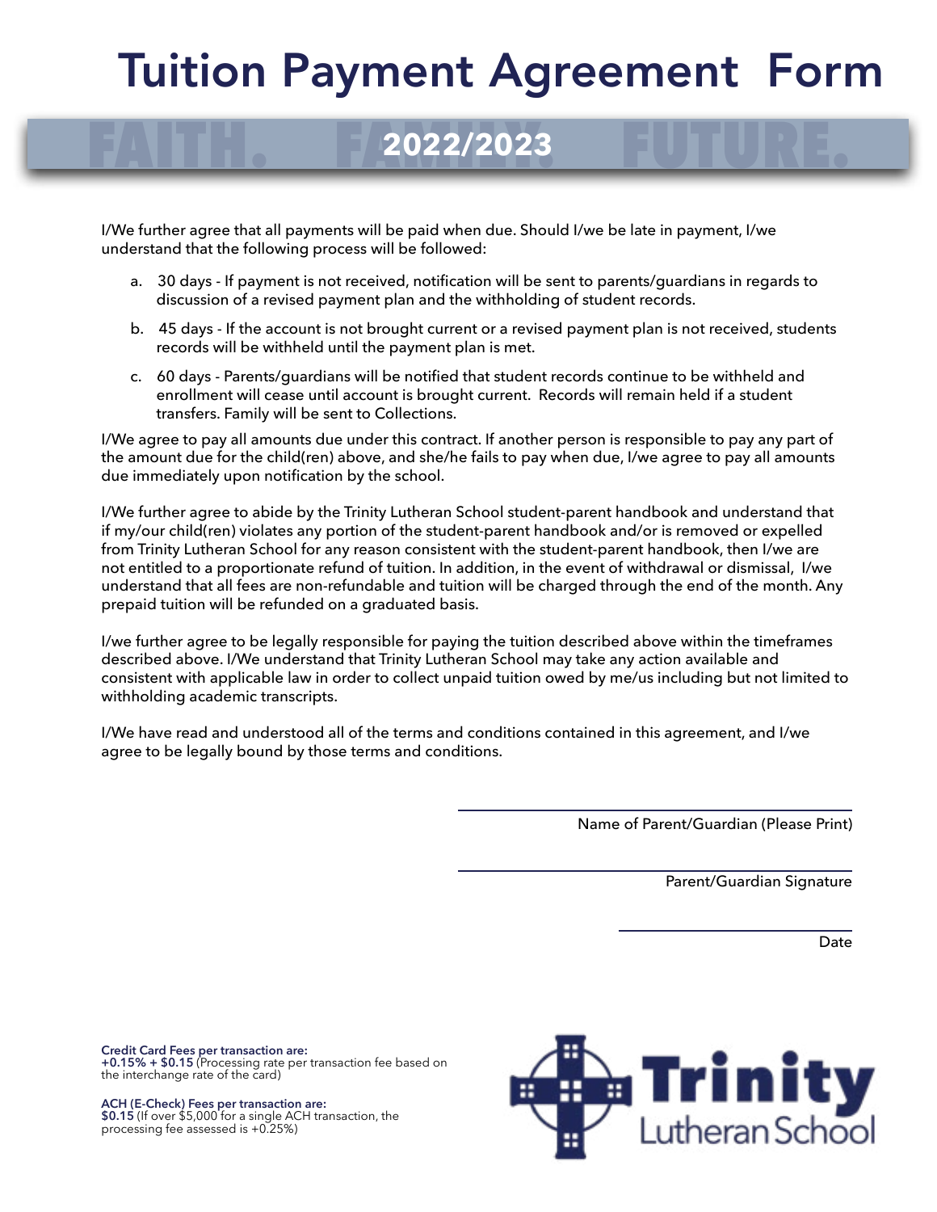# Tuition Payment Agreement Form

## 2022/2023

I/We further agree that all payments will be paid when due. Should I/we be late in payment, I/we understand that the following process will be followed:

a. 30 days - If payment is not received, notification will be sent to parents/guardians in regards to discussion of a revised payment plan and the withholding of student records.

b. 45 days - If the account is not brought current or a revised payment plan is not received, students records will be withheld until the payment plan is met.

c. 60 days - Parents/guardians will be notified that student records continue to be withheld and enrollment will cease until account is brought current. Records will remain held if a student transfers. Family will be sent to Collections.

I/We agree to pay all amounts due under this contract. If another person is responsible to pay any part of the amount due for the child(ren) above, and she/he fails to pay when due, I/we agree to pay all amounts due immediately upon notification by the school.

I/We further agree to abide by the Trinity Lutheran School student-parent handbook and understand that if my/our child(ren) violates any portion of the student-parent handbook and/or is removed or expelled from Trinity Lutheran School for any reason consistent with the student-parent handbook, then I/we are not entitled to a proportionate refund of tuition. In addition, in the event of withdrawal or dismissal, I/we understand that all fees are non-refundable and tuition will be charged through the end of the month. Any prepaid tuition will be refunded on a graduated basis.

I/we further agree to be legally responsible for paying the tuition described above within the timeframes described above. I/We understand that Trinity Lutheran School may take any action available and consistent with applicable law in order to collect unpaid tuition owed by me/us including but not limited to withholding academic transcripts.

I/We have read and understood all of the terms and conditions contained in this agreement, and I/we agree to be legally bound by those terms and conditions.

\_\_\_\_\_\_\_\_\_\_\_\_\_\_\_\_\_\_\_\_\_\_\_\_\_\_\_\_\_\_\_\_\_\_\_\_
Name of Parent/Guardian (Please Print)

\_\_\_\_\_\_\_\_\_\_\_\_\_\_\_\_\_\_\_\_\_\_\_\_\_\_\_\_\_\_\_\_\_\_\_\_
Parent/Guardian Signature

\_\_\_\_\_\_\_\_\_\_\_\_\_\_\_\_\_\_\_\_\_\_\_\_
Date

**Credit Card Fees per transaction are:**
**+0.15% + $0.15** (Processing rate per transaction fee based on the interchange rate of the card)

**ACH (E-Check) Fees per transaction are:**
**$0.15** (If over $5,000 for a single ACH transaction, the processing fee assessed is +0.25%)

Trinity Lutheran School